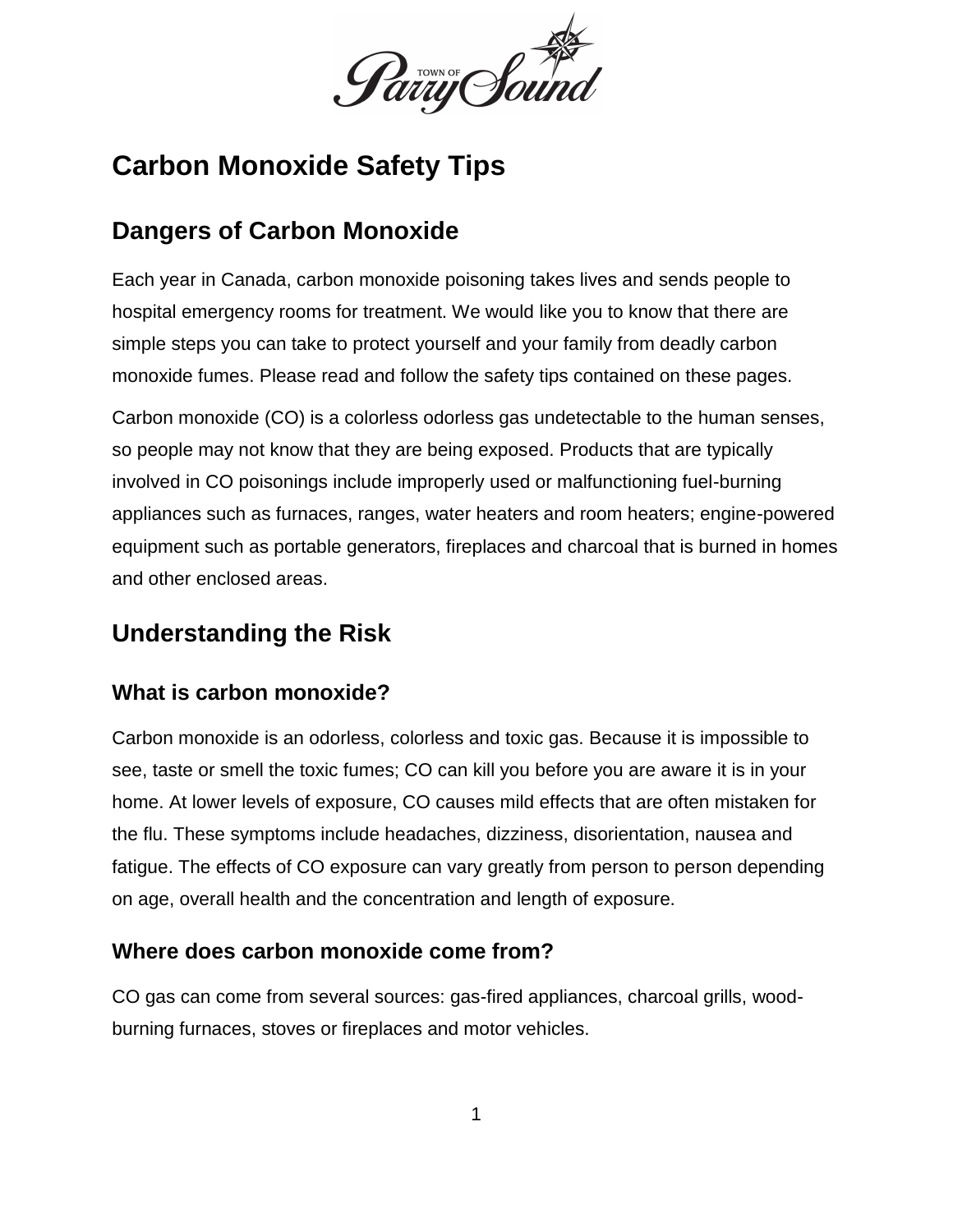# Carbon Monoxide Safety Tips

## Dangers of Carbon Monoxide

Each year in Canada, carbon monoxide poisoning takes lives and sends people to hospital emergency rooms for treatment. We would like you to know that there are simple steps you can take to protect yourself and your family from deadly carbon monoxide fumes. Please read and follow the safety tips contained on these pages.

Carbon monoxide (CO) is a colorless odorless gas undetectable to the human senses, so people may not know that they are being exposed. Products that are typically involved in CO poisonings include improperly used or malfunctioning fuel-burning appliances such as furnaces, ranges, water heaters and room heaters; engine-powered equipment such as portable generators, fireplaces and charcoal that is burned in homes and other enclosed areas.

## Understanding the Risk

### What is carbon monoxide?

Carbon monoxide is an odorless, colorless and toxic gas. Because it is impossible to see, taste or smell the toxic fumes; CO can kill you before you are aware it is in your home. At lower levels of exposure, CO causes mild effects that are often mistaken for the flu. These symptoms include headaches, dizziness, disorientation, nausea and fatigue. The effects of CO exposure can vary greatly from person to person depending on age, overall health and the concentration and length of exposure.

### Where does carbon monoxide come from?

CO gas can come from several sources: gas-fired appliances, charcoal grills, wood-burning furnaces, stoves or fireplaces and motor vehicles.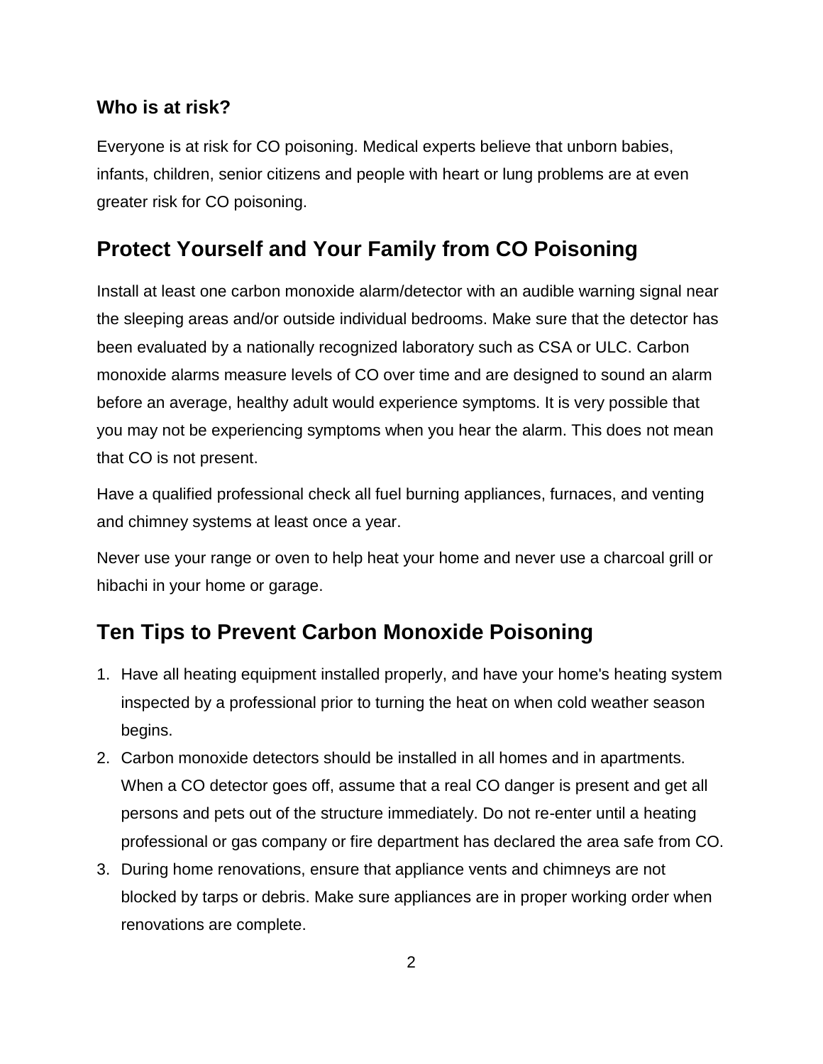### Who is at risk?

Everyone is at risk for CO poisoning. Medical experts believe that unborn babies, infants, children, senior citizens and people with heart or lung problems are at even greater risk for CO poisoning.

## Protect Yourself and Your Family from CO Poisoning

Install at least one carbon monoxide alarm/detector with an audible warning signal near the sleeping areas and/or outside individual bedrooms. Make sure that the detector has been evaluated by a nationally recognized laboratory such as CSA or ULC. Carbon monoxide alarms measure levels of CO over time and are designed to sound an alarm before an average, healthy adult would experience symptoms. It is very possible that you may not be experiencing symptoms when you hear the alarm. This does not mean that CO is not present.

Have a qualified professional check all fuel burning appliances, furnaces, and venting and chimney systems at least once a year.

Never use your range or oven to help heat your home and never use a charcoal grill or hibachi in your home or garage.

## Ten Tips to Prevent Carbon Monoxide Poisoning

1. Have all heating equipment installed properly, and have your home's heating system inspected by a professional prior to turning the heat on when cold weather season begins.
2. Carbon monoxide detectors should be installed in all homes and in apartments. When a CO detector goes off, assume that a real CO danger is present and get all persons and pets out of the structure immediately. Do not re-enter until a heating professional or gas company or fire department has declared the area safe from CO.
3. During home renovations, ensure that appliance vents and chimneys are not blocked by tarps or debris. Make sure appliances are in proper working order when renovations are complete.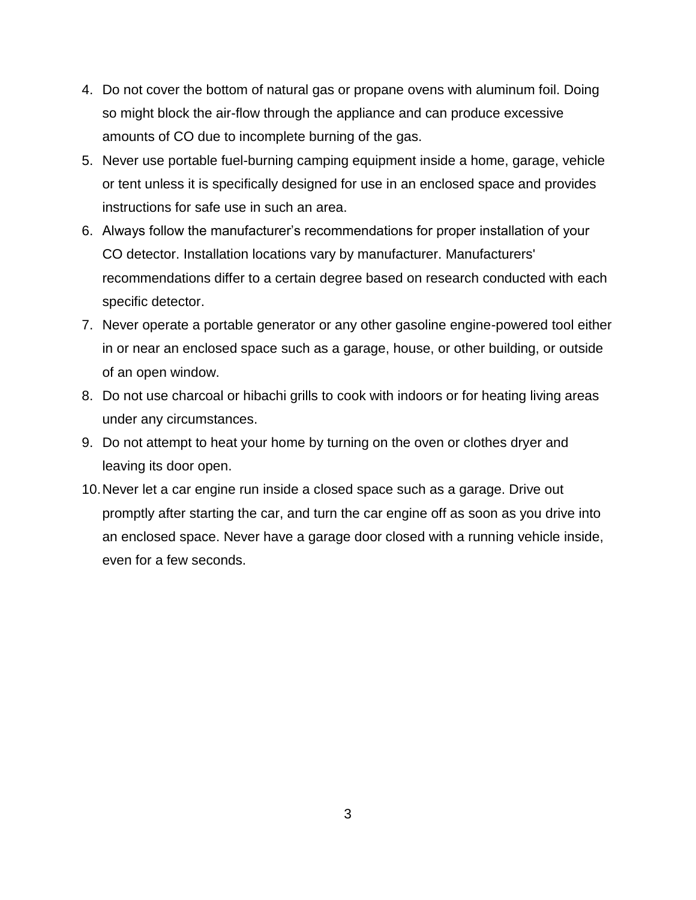4. Do not cover the bottom of natural gas or propane ovens with aluminum foil. Doing so might block the air-flow through the appliance and can produce excessive amounts of CO due to incomplete burning of the gas.
5. Never use portable fuel-burning camping equipment inside a home, garage, vehicle or tent unless it is specifically designed for use in an enclosed space and provides instructions for safe use in such an area.
6. Always follow the manufacturer's recommendations for proper installation of your CO detector. Installation locations vary by manufacturer. Manufacturers' recommendations differ to a certain degree based on research conducted with each specific detector.
7. Never operate a portable generator or any other gasoline engine-powered tool either in or near an enclosed space such as a garage, house, or other building, or outside of an open window.
8. Do not use charcoal or hibachi grills to cook with indoors or for heating living areas under any circumstances.
9. Do not attempt to heat your home by turning on the oven or clothes dryer and leaving its door open.
10. Never let a car engine run inside a closed space such as a garage. Drive out promptly after starting the car, and turn the car engine off as soon as you drive into an enclosed space. Never have a garage door closed with a running vehicle inside, even for a few seconds.